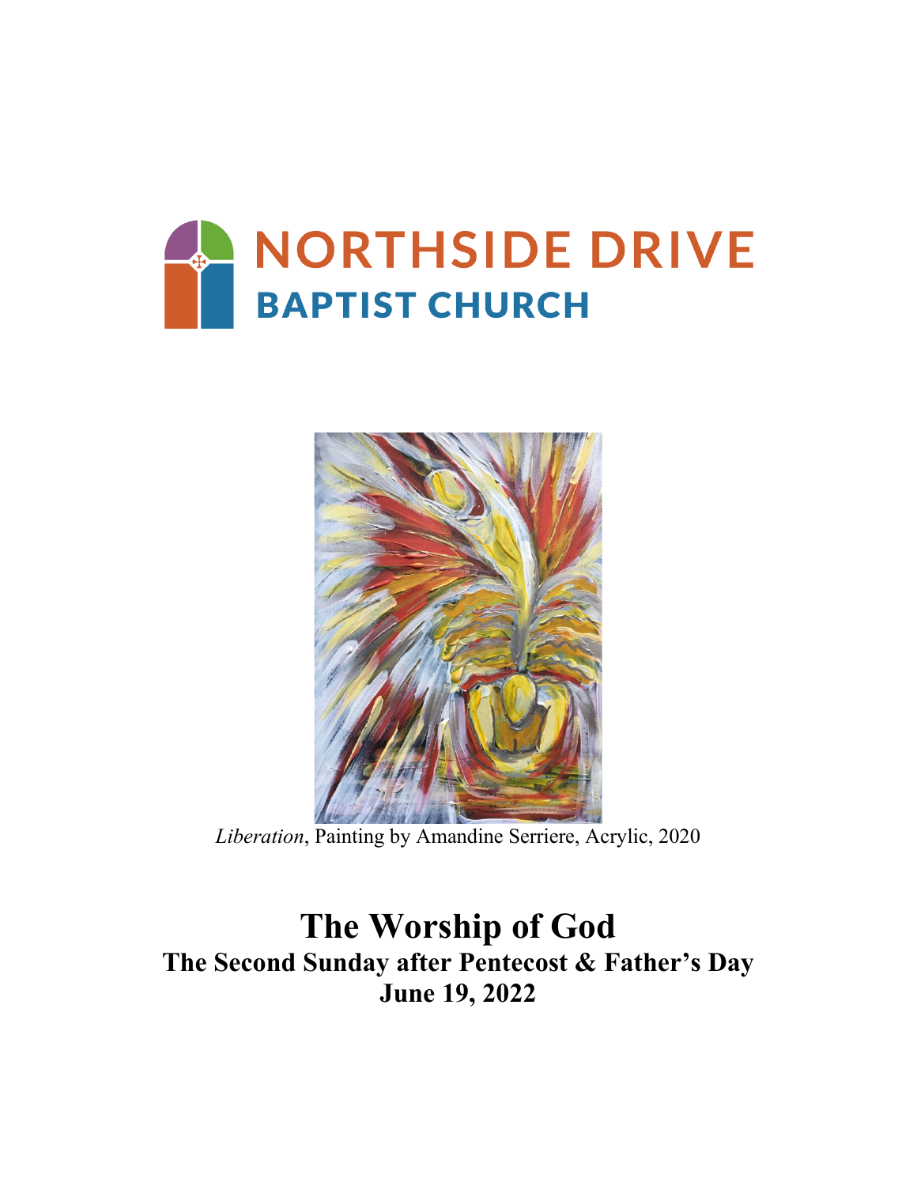# NORTHSIDE DRIVE
## BAPTIST CHURCH

*Liberation*, Painting by Amandine Serriere, Acrylic, 2020

# The Worship of God
## The Second Sunday after Pentecost & Father's Day
## June 19, 2022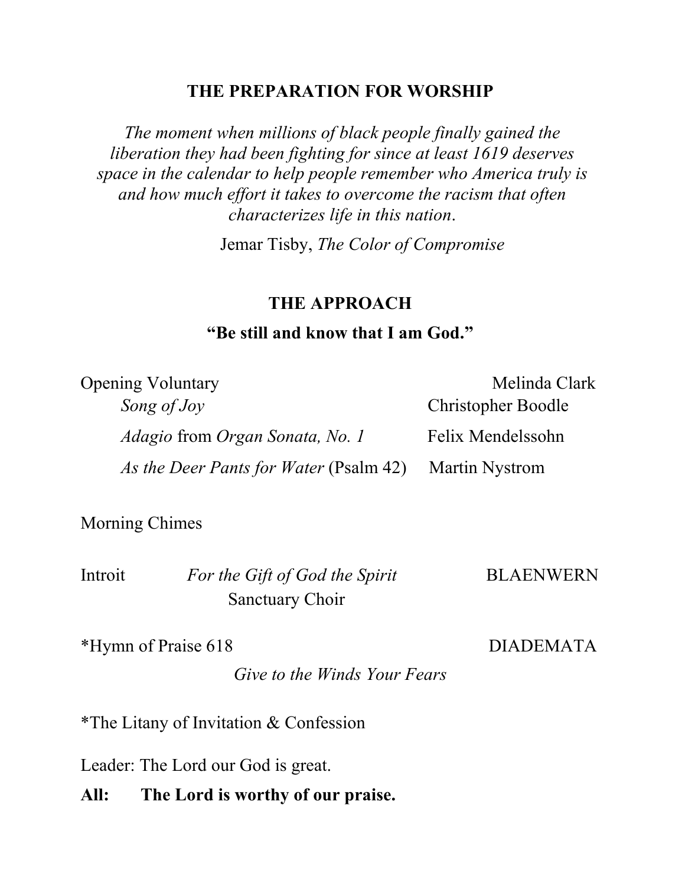## THE PREPARATION FOR WORSHIP

*The moment when millions of black people finally gained the liberation they had been fighting for since at least 1619 deserves space in the calendar to help people remember who America truly is and how much effort it takes to overcome the racism that often characterizes life in this nation.*

Jemar Tisby, *The Color of Compromise*

## THE APPROACH

**"Be still and know that I am God."**

Opening Voluntary — Melinda Clark

*Song of Joy* — Christopher Boodle

*Adagio* from *Organ Sonata, No. 1* — Felix Mendelssohn

*As the Deer Pants for Water* (Psalm 42) — Martin Nystrom

Morning Chimes

Introit — *For the Gift of God the Spirit* — BLAENWERN

Sanctuary Choir

*Hymn of Praise 618 — DIADEMATA

*Give to the Winds Your Fears*

*The Litany of Invitation & Confession

Leader: The Lord our God is great.

**All: The Lord is worthy of our praise.**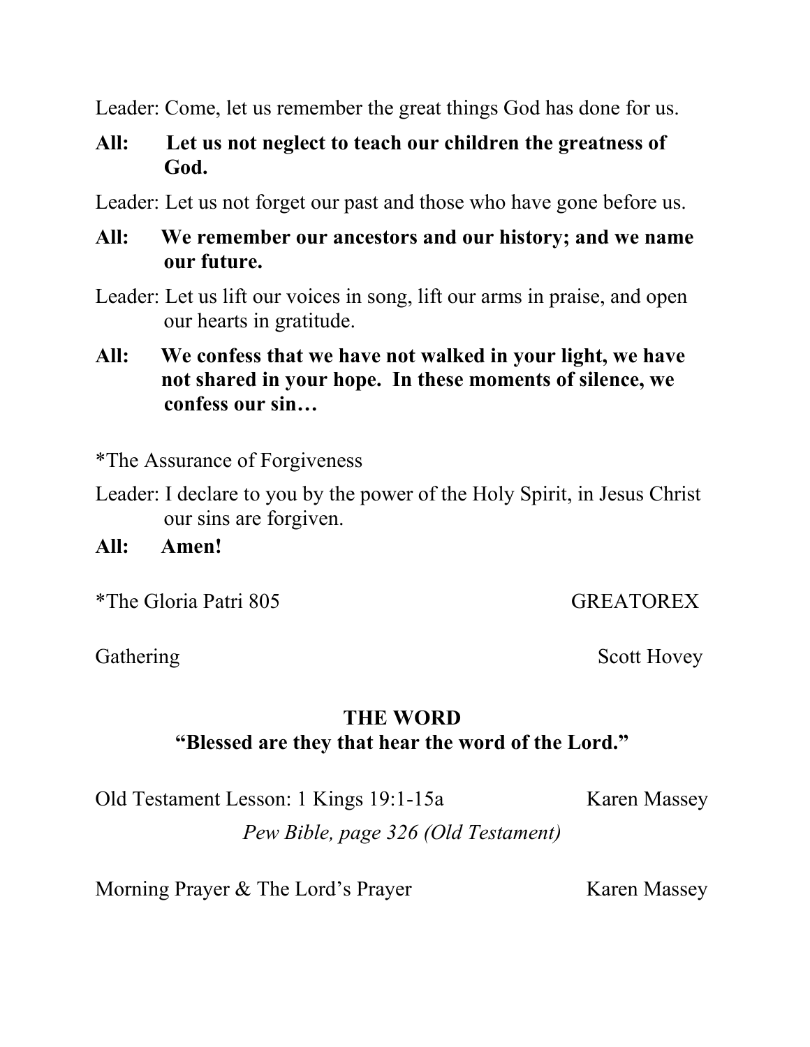Leader: Come, let us remember the great things God has done for us.

**All: Let us not neglect to teach our children the greatness of God.**

Leader: Let us not forget our past and those who have gone before us.

**All: We remember our ancestors and our history; and we name our future.**

Leader: Let us lift our voices in song, lift our arms in praise, and open our hearts in gratitude.

**All: We confess that we have not walked in your light, we have not shared in your hope. In these moments of silence, we confess our sin…**

*The Assurance of Forgiveness

Leader: I declare to you by the power of the Holy Spirit, in Jesus Christ our sins are forgiven.

**All: Amen!**

*The Gloria Patri 805 GREATOREX

Gathering Scott Hovey

## THE WORD

**"Blessed are they that hear the word of the Lord."**

Old Testament Lesson: 1 Kings 19:1-15a Karen Massey

*Pew Bible, page 326 (Old Testament)*

Morning Prayer & The Lord's Prayer Karen Massey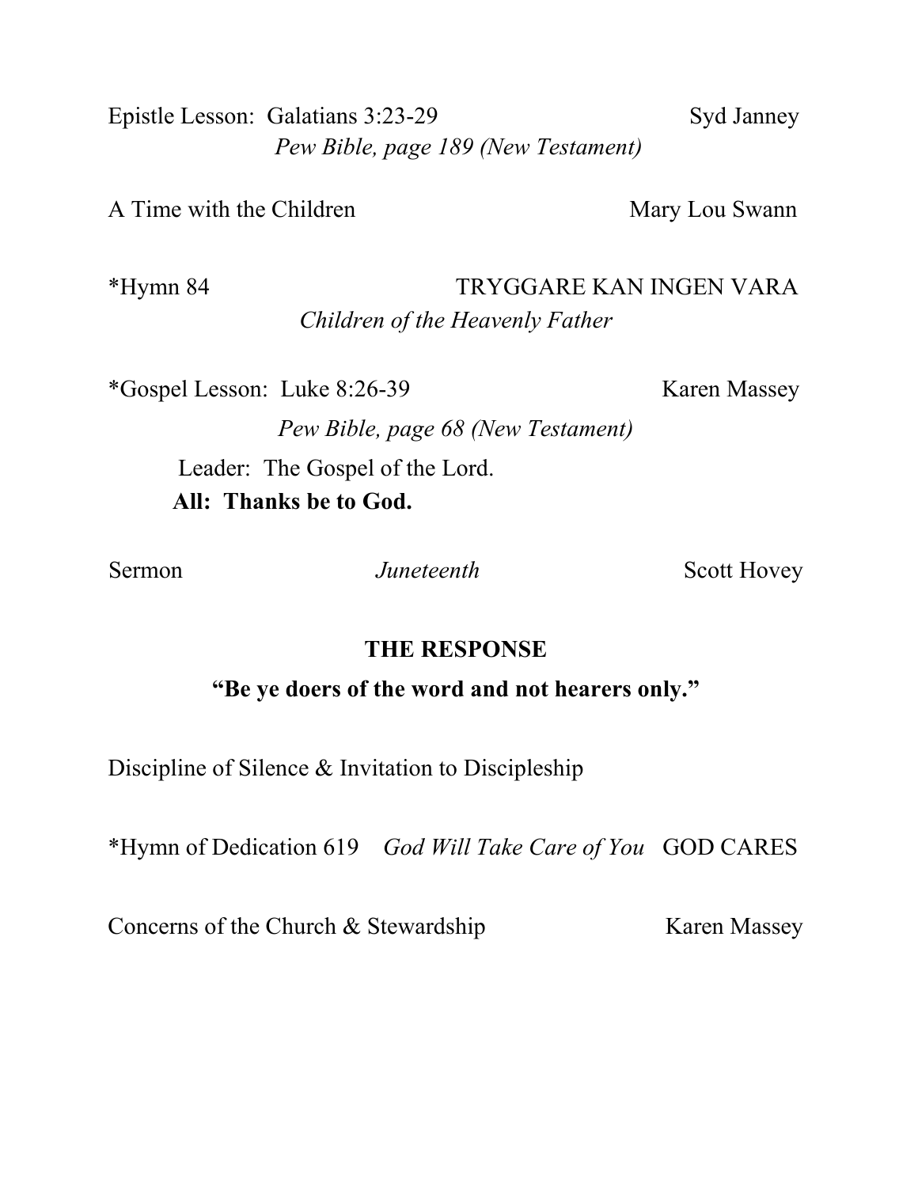Epistle Lesson: Galatians 3:23-29 Syd Janney

*Pew Bible, page 189 (New Testament)*

A Time with the Children Mary Lou Swann

*Hymn 84 TRYGGARE KAN INGEN VARA

*Children of the Heavenly Father*

*Gospel Lesson: Luke 8:26-39 Karen Massey

*Pew Bible, page 68 (New Testament)*

Leader: The Gospel of the Lord.

**All: Thanks be to God.**

Sermon *Juneteenth* Scott Hovey

## THE RESPONSE

**"Be ye doers of the word and not hearers only."**

Discipline of Silence & Invitation to Discipleship

*Hymn of Dedication 619 *God Will Take Care of You* GOD CARES

Concerns of the Church & Stewardship Karen Massey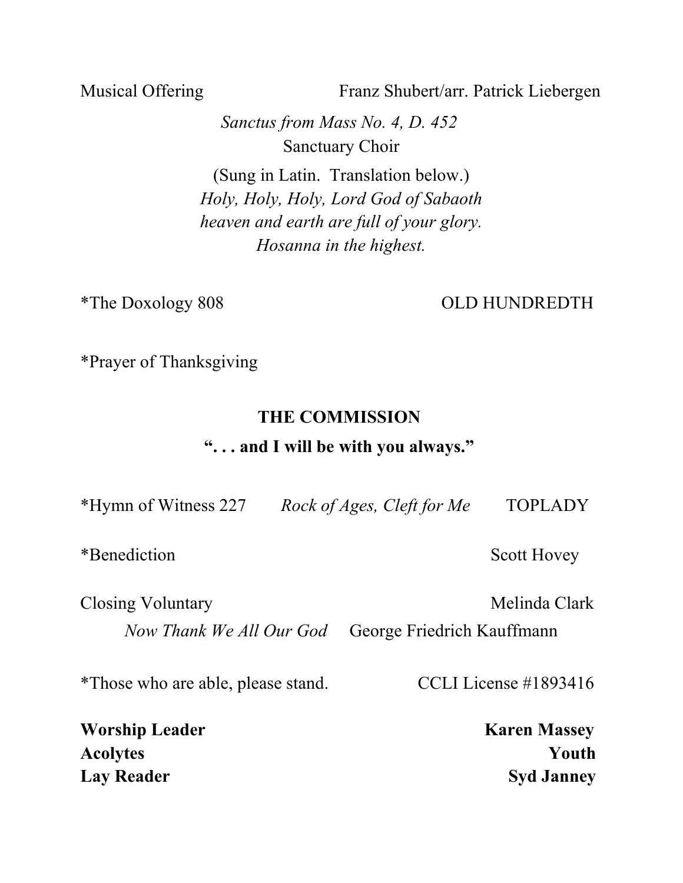Musical Offering Franz Shubert/arr. Patrick Liebergen

*Sanctus from Mass No. 4, D. 452*

Sanctuary Choir

(Sung in Latin. Translation below.)

*Holy, Holy, Holy, Lord God of Sabaoth*
*heaven and earth are full of your glory.*
*Hosanna in the highest.*

*The Doxology 808 OLD HUNDREDTH

*Prayer of Thanksgiving

## THE COMMISSION

**“. . . and I will be with you always.”**

*Hymn of Witness 227 *Rock of Ages, Cleft for Me* TOPLADY

*Benediction Scott Hovey

Closing Voluntary Melinda Clark

*Now Thank We All Our God* George Friedrich Kauffmann

*Those who are able, please stand. CCLI License #1893416

**Worship Leader** **Karen Massey**
**Acolytes** **Youth**
**Lay Reader** **Syd Janney**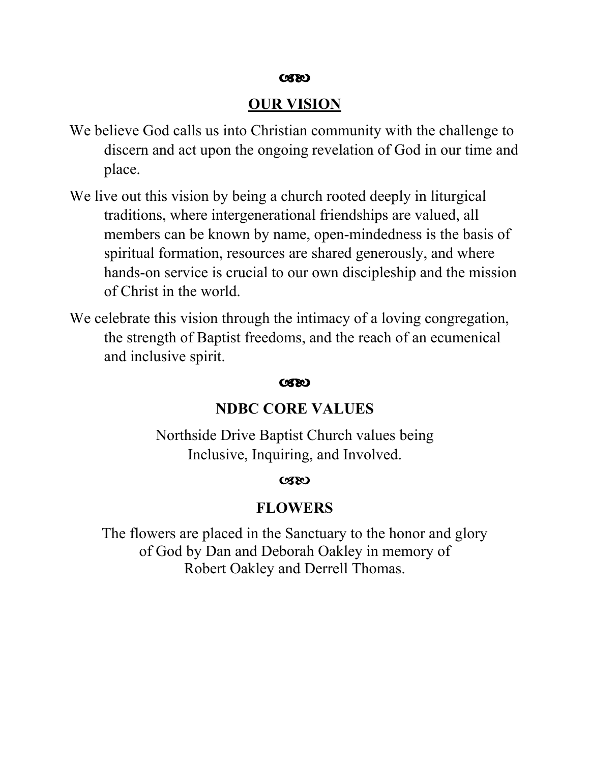## OUR VISION

We believe God calls us into Christian community with the challenge to discern and act upon the ongoing revelation of God in our time and place.

We live out this vision by being a church rooted deeply in liturgical traditions, where intergenerational friendships are valued, all members can be known by name, open-mindedness is the basis of spiritual formation, resources are shared generously, and where hands-on service is crucial to our own discipleship and the mission of Christ in the world.

We celebrate this vision through the intimacy of a loving congregation, the strength of Baptist freedoms, and the reach of an ecumenical and inclusive spirit.

## NDBC CORE VALUES

Northside Drive Baptist Church values being Inclusive, Inquiring, and Involved.

## FLOWERS

The flowers are placed in the Sanctuary to the honor and glory of God by Dan and Deborah Oakley in memory of Robert Oakley and Derrell Thomas.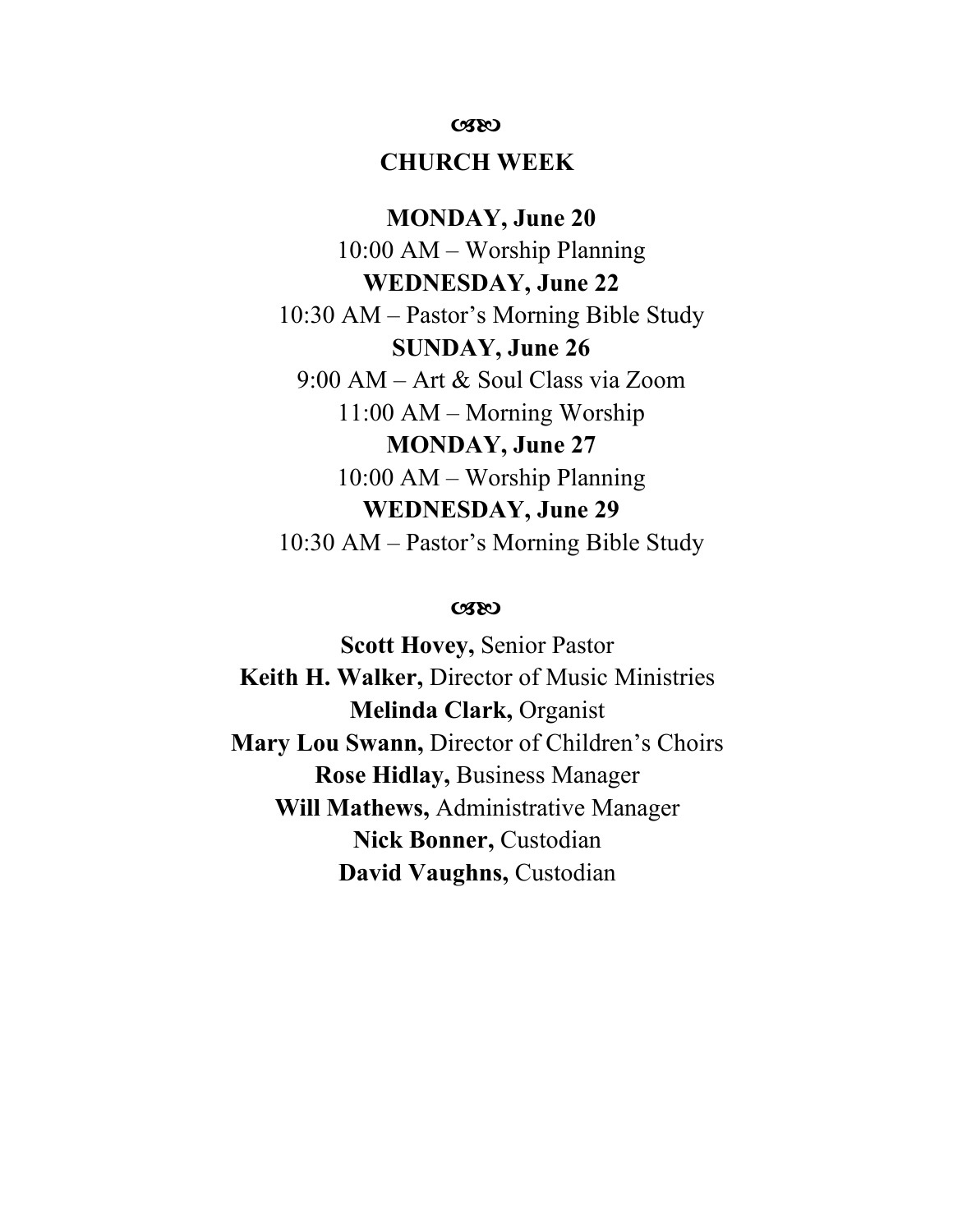꧁

## CHURCH WEEK

**MONDAY, June 20**

10:00 AM – Worship Planning

**WEDNESDAY, June 22**

10:30 AM – Pastor's Morning Bible Study

**SUNDAY, June 26**

9:00 AM – Art & Soul Class via Zoom

11:00 AM – Morning Worship

**MONDAY, June 27**

10:00 AM – Worship Planning

**WEDNESDAY, June 29**

10:30 AM – Pastor's Morning Bible Study

꧁

**Scott Hovey,** Senior Pastor

**Keith H. Walker,** Director of Music Ministries

**Melinda Clark,** Organist

**Mary Lou Swann,** Director of Children's Choirs

**Rose Hidlay,** Business Manager

**Will Mathews,** Administrative Manager

**Nick Bonner,** Custodian

**David Vaughns,** Custodian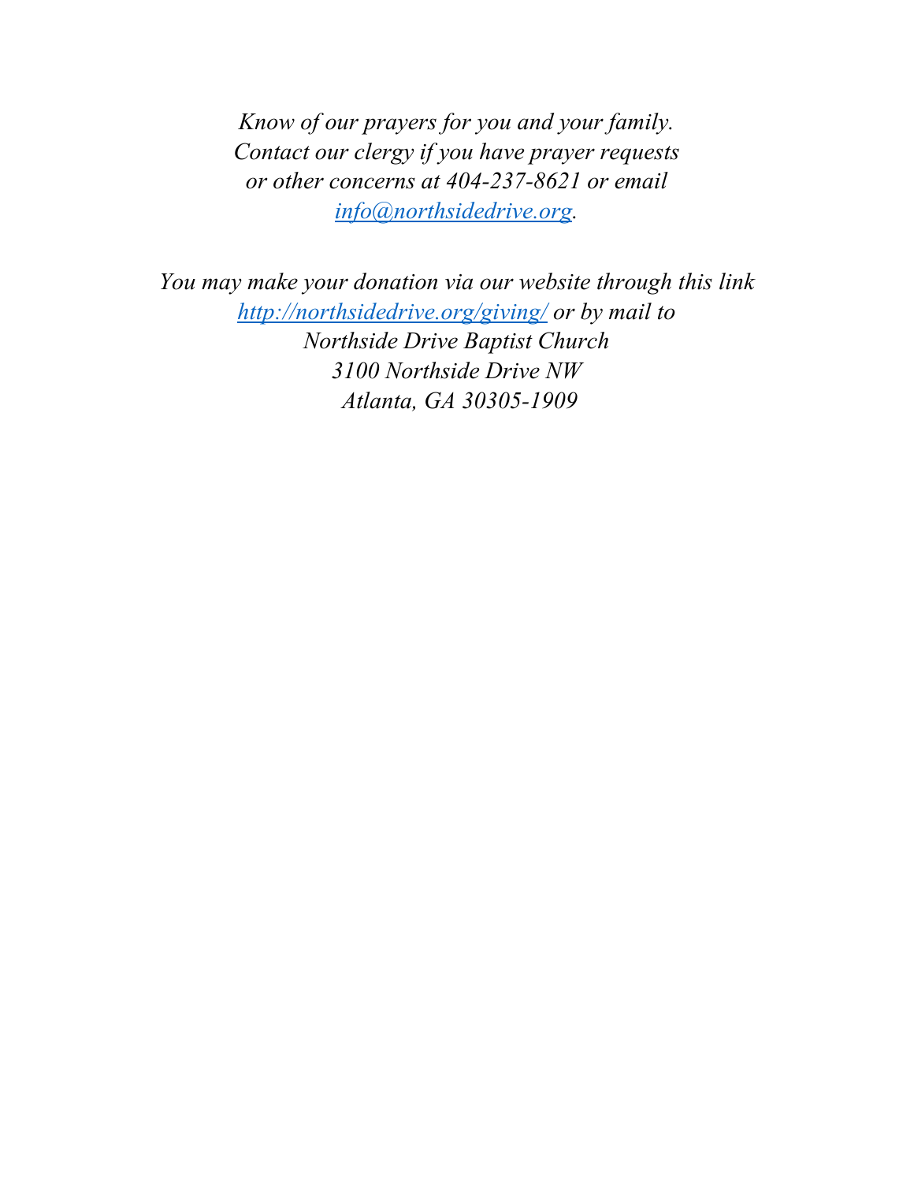*Know of our prayers for you and your family.*
*Contact our clergy if you have prayer requests*
*or other concerns at 404-237-8621 or email*
*[info@northsidedrive.org](mailto:info@northsidedrive.org).*

*You may make your donation via our website through this link*
*[http://northsidedrive.org/giving/](http://northsidedrive.org/giving/) or by mail to*
*Northside Drive Baptist Church*
*3100 Northside Drive NW*
*Atlanta, GA 30305-1909*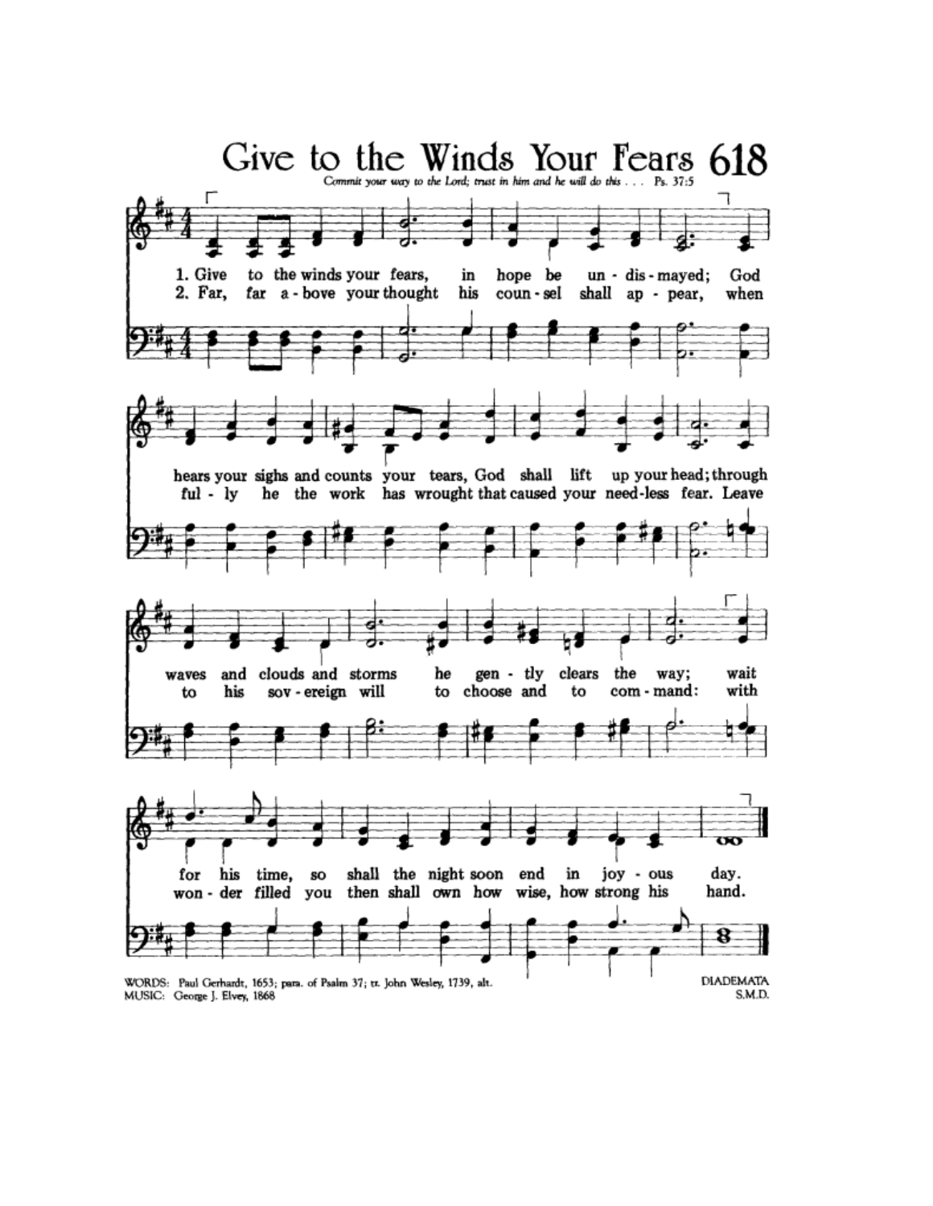# Give to the Winds Your Fears 618

*Commit your way to the Lord; trust in him and he will do this . . .* Ps. 37:5

1. Give to the winds your fears, in hope be un - dis - mayed; God hears your sighs and counts your tears, God shall lift up your head; through waves and clouds and storms he gen - tly clears the way; wait for his time, so shall the night soon end in joy - ous day.

2. Far, far a - bove your thought his coun - sel shall ap - pear, when ful - ly he the work has wrought that caused your need - less fear. Leave to his sov - ereign will to choose and to com - mand: with won - der filled you then shall own how wise, how strong his hand.

WORDS: Paul Gerhardt, 1653; para. of Psalm 37; tr. John Wesley, 1739, alt.
MUSIC: George J. Elvey, 1868

DIADEMATA
S.M.D.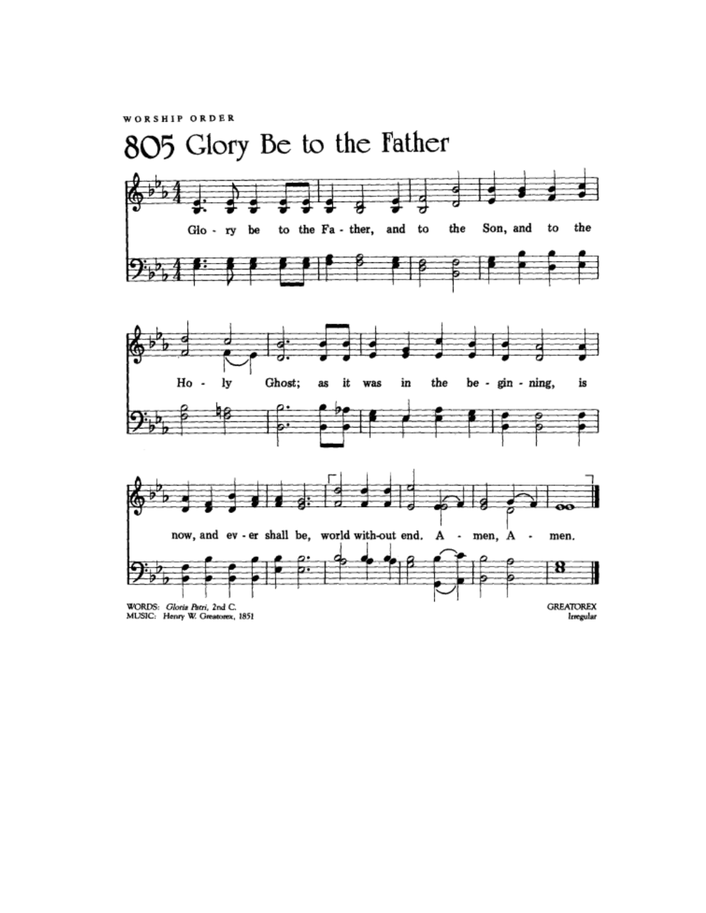WORSHIP ORDER

# 805 Glory Be to the Father

Glo - ry be to the Fa - ther, and to the Son, and to the Ho - ly Ghost; as it was in the be - gin - ning, is now, and ev - er shall be, world with-out end. A - men, A - men.

WORDS: *Gloria Patri*, 2nd C.
MUSIC: Henry W. Greatorex, 1851

GREATOREX
Irregular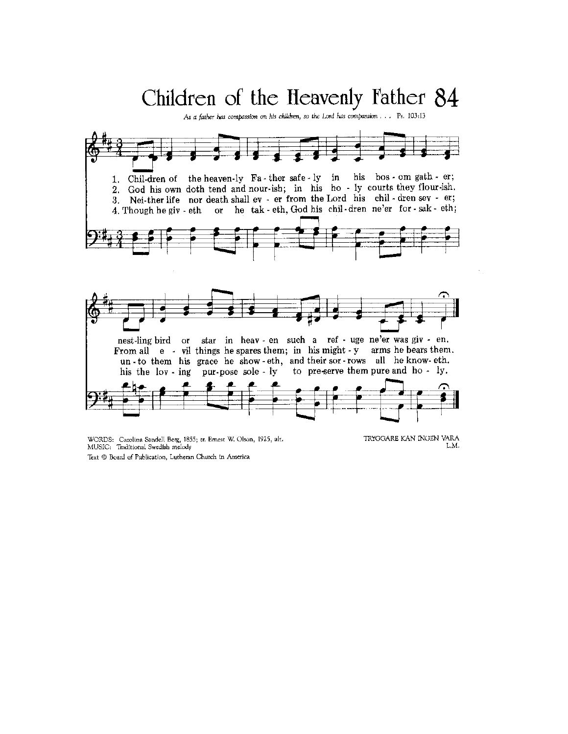# Children of the Heavenly Father 84

*As a father has compassion on his children, so the Lord has compassion . . .* Ps. 103:13

1. Chil-dren of the heaven-ly Fa - ther safe - ly in his bos - om gath - er;
nest-ling bird or star in heav - en such a ref - uge ne'er was giv - en.

2. God his own doth tend and nour-ish; in his ho - ly courts they flour-ish.
From all e - vil things he spares them; in his might - y arms he bears them.

3. Nei-ther life nor death shall ev - er from the Lord his chil - dren sev - er;
un - to them his grace he show - eth, and their sor - rows all he know- eth.

4. Though he giv - eth or he tak - eth, God his chil - dren ne'er for - sak - eth;
his the lov - ing pur-pose sole - ly to pre-serve them pure and ho - ly.

WORDS: Carolina Sandell Berg, 1855; tr. Ernest W. Olson, 1925, alt.
MUSIC: Traditional Swedish melody

Text © Board of Publication, Lutheran Church in America

TRYGGARE KAN INGEN VARA
L.M.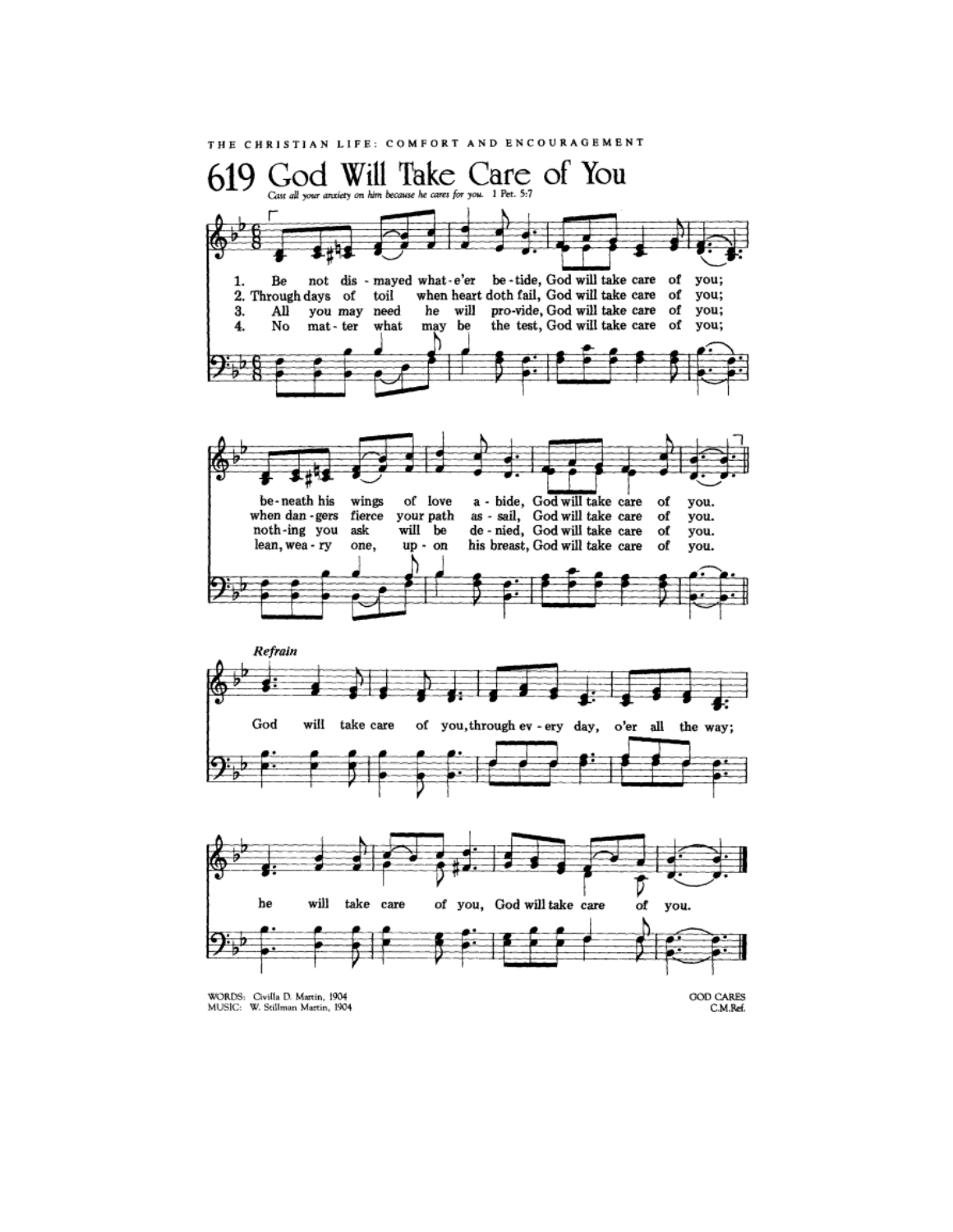THE CHRISTIAN LIFE: COMFORT AND ENCOURAGEMENT

# 619 God Will Take Care of You

*Cast all your anxiety on him because he cares for you.* 1 Pet. 5:7

1. Be not dis - mayed what - e'er be - tide, God will take care of you;
   be - neath his wings of love a - bide, God will take care of you.

2. Through days of toil when heart doth fail, God will take care of you;
   when dan - gers fierce your path as - sail, God will take care of you.

3. All you may need he will pro - vide, God will take care of you;
   noth - ing you ask will be de - nied, God will take care of you.

4. No mat - ter what may be the test, God will take care of you;
   lean, wea - ry one, up - on his breast, God will take care of you.

*Refrain*

God will take care of you, through ev - ery day, o'er all the way;
he will take care of you, God will take care of you.

WORDS: Civilla D. Martin, 1904
MUSIC: W. Stillman Martin, 1904

GOD CARES
C.M.Ref.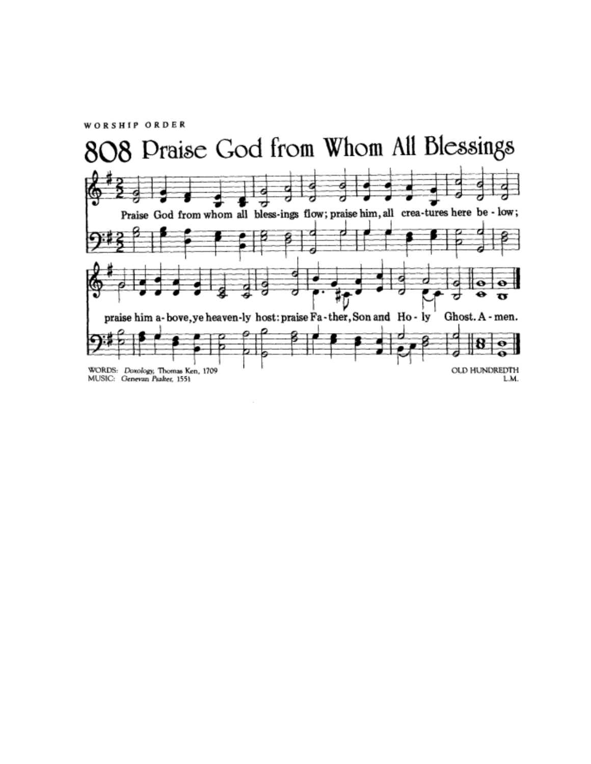WORSHIP ORDER

# 808 Praise God from Whom All Blessings

Praise God from whom all bless-ings flow; praise him, all crea-tures here be - low;

praise him a - bove, ye heaven-ly host: praise Fa - ther, Son and Ho - ly Ghost. A - men.

WORDS: *Doxology,* Thomas Ken, 1709
MUSIC: *Genevan Psalter,* 1551

OLD HUNDREDTH
L.M.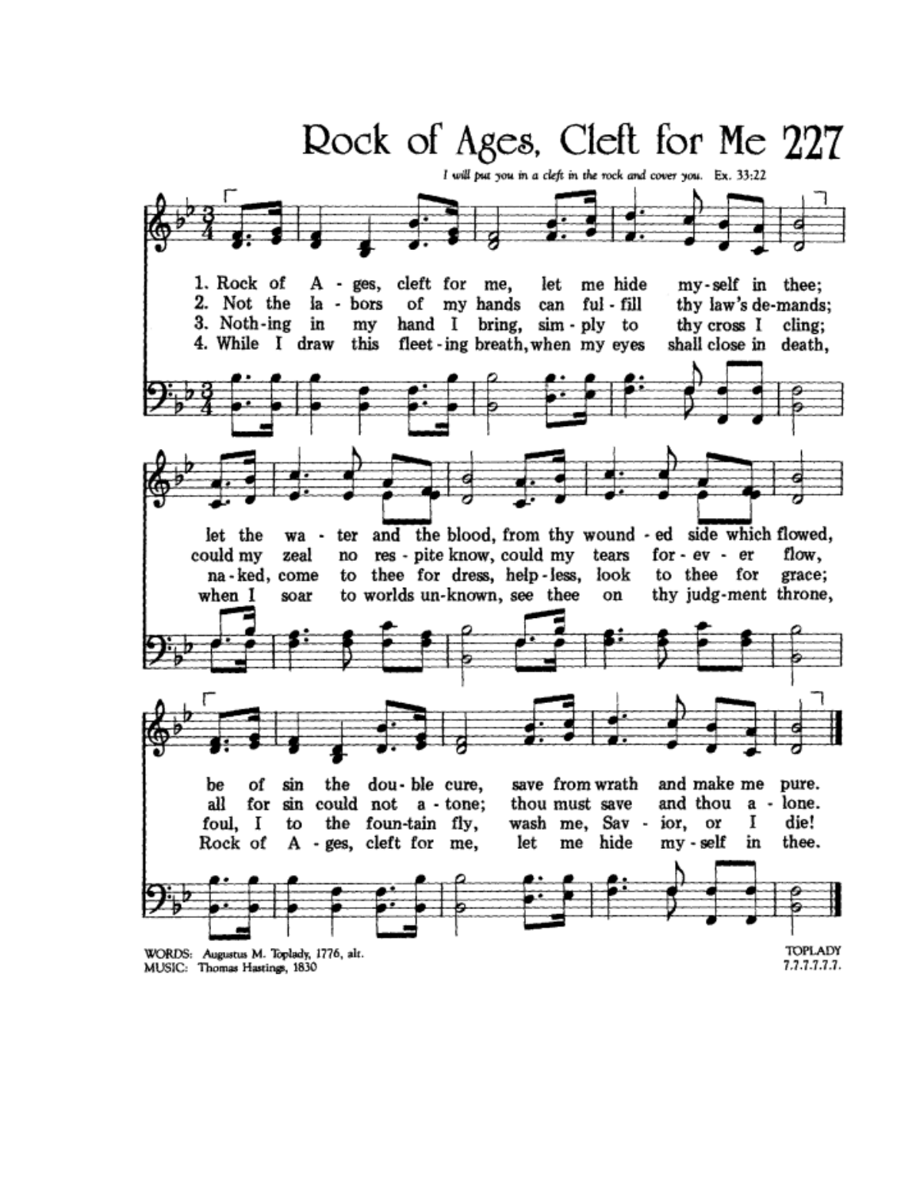# Rock of Ages, Cleft for Me 227

*I will put you in a cleft in the rock and cover you.* Ex. 33:22

1. Rock of A - ges, cleft for me, let me hide my-self in thee;
let the wa - ter and the blood, from thy wound - ed side which flowed,
be of sin the dou - ble cure, save from wrath and make me pure.

2. Not the la - bors of my hands can ful - fill thy law's de-mands;
could my zeal no res - pite know, could my tears for - ev - er flow,
all for sin could not a - tone; thou must save and thou a - lone.

3. Noth-ing in my hand I bring, sim - ply to thy cross I cling;
na - ked, come to thee for dress, help - less, look to thee for grace;
foul, I to the foun-tain fly, wash me, Sav - ior, or I die!

4. While I draw this fleet - ing breath, when my eyes shall close in death,
when I soar to worlds un-known, see thee on thy judg-ment throne,
Rock of A - ges, cleft for me, let me hide my - self in thee.

WORDS: Augustus M. Toplady, 1776, alt.
MUSIC: Thomas Hastings, 1830

TOPLADY
7.7.7.7.7.7.